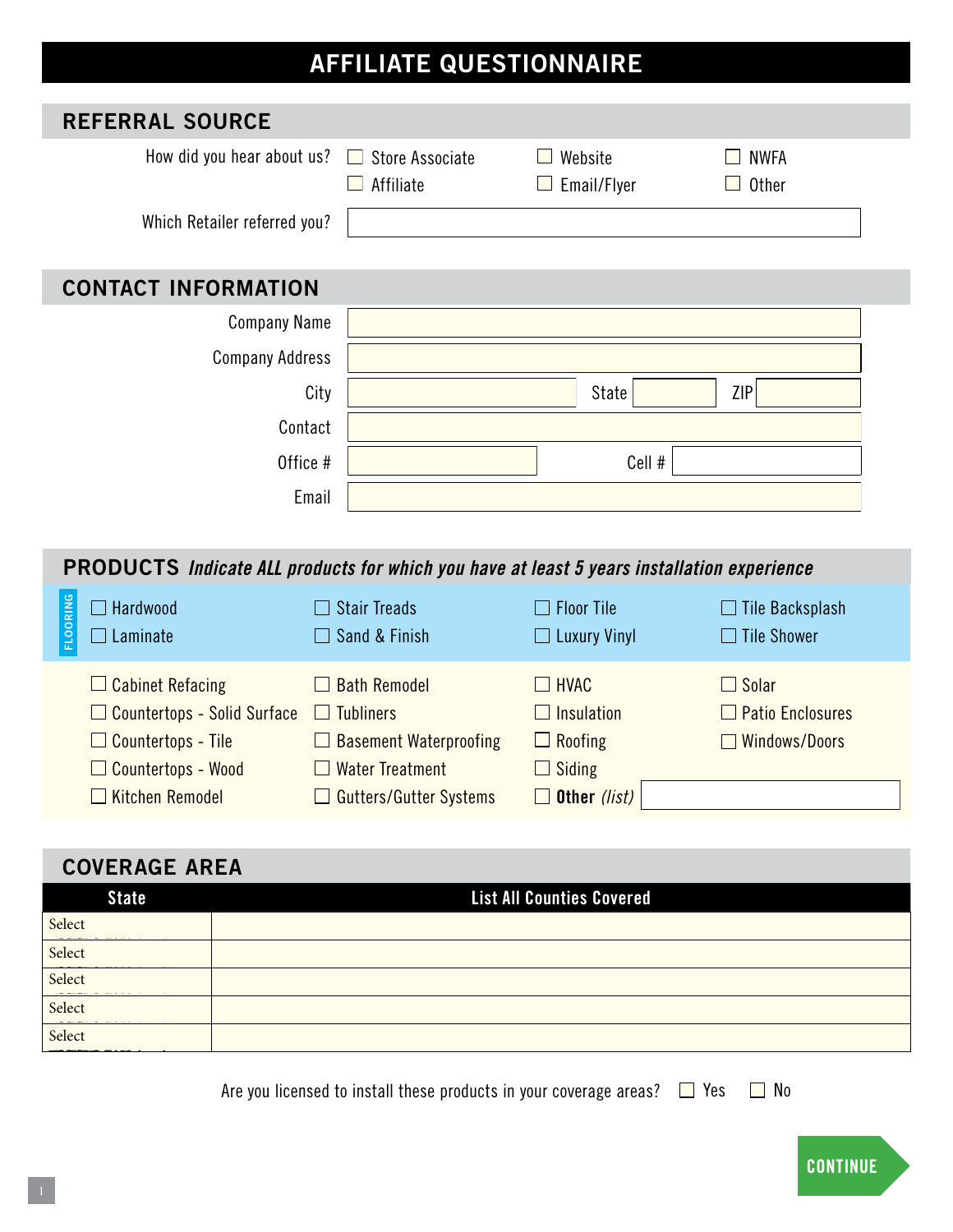// AFFILIATE QUESTIONNAIRE

## REFERRAL SOURCE

How did you hear about us?

- ☐ Store Associate
- ☐ Affiliate
- ☐ Website
- ☐ Email/Flyer
- ☐ NWFA
- ☐ Other

Which Retailer referred you?

## CONTACT INFORMATION

Company Name

Company Address

City | State | ZIP

Contact

Office # | Cell #

Email

## PRODUCTS *Indicate ALL products for which you have at least 5 years installation experience*

**FLOORING**

- ☐ Hardwood
- ☐ Laminate
- ☐ Stair Treads
- ☐ Sand & Finish
- ☐ Floor Tile
- ☐ Luxury Vinyl
- ☐ Tile Backsplash
- ☐ Tile Shower

- ☐ Cabinet Refacing
- ☐ Countertops - Solid Surface
- ☐ Countertops - Tile
- ☐ Countertops - Wood
- ☐ Kitchen Remodel
- ☐ Bath Remodel
- ☐ Tubliners
- ☐ Basement Waterproofing
- ☐ Water Treatment
- ☐ Gutters/Gutter Systems
- ☐ HVAC
- ☐ Insulation
- ☐ Roofing
- ☐ Siding
- ☐ **Other** *(list)*
- ☐ Solar
- ☐ Patio Enclosures
- ☐ Windows/Doors

## COVERAGE AREA

| State | List All Counties Covered |
|---|---|
| Select | |
| Select | |
| Select | |
| Select | |
| Select | |

Are you licensed to install these products in your coverage areas? ☐ Yes ☐ No

CONTINUE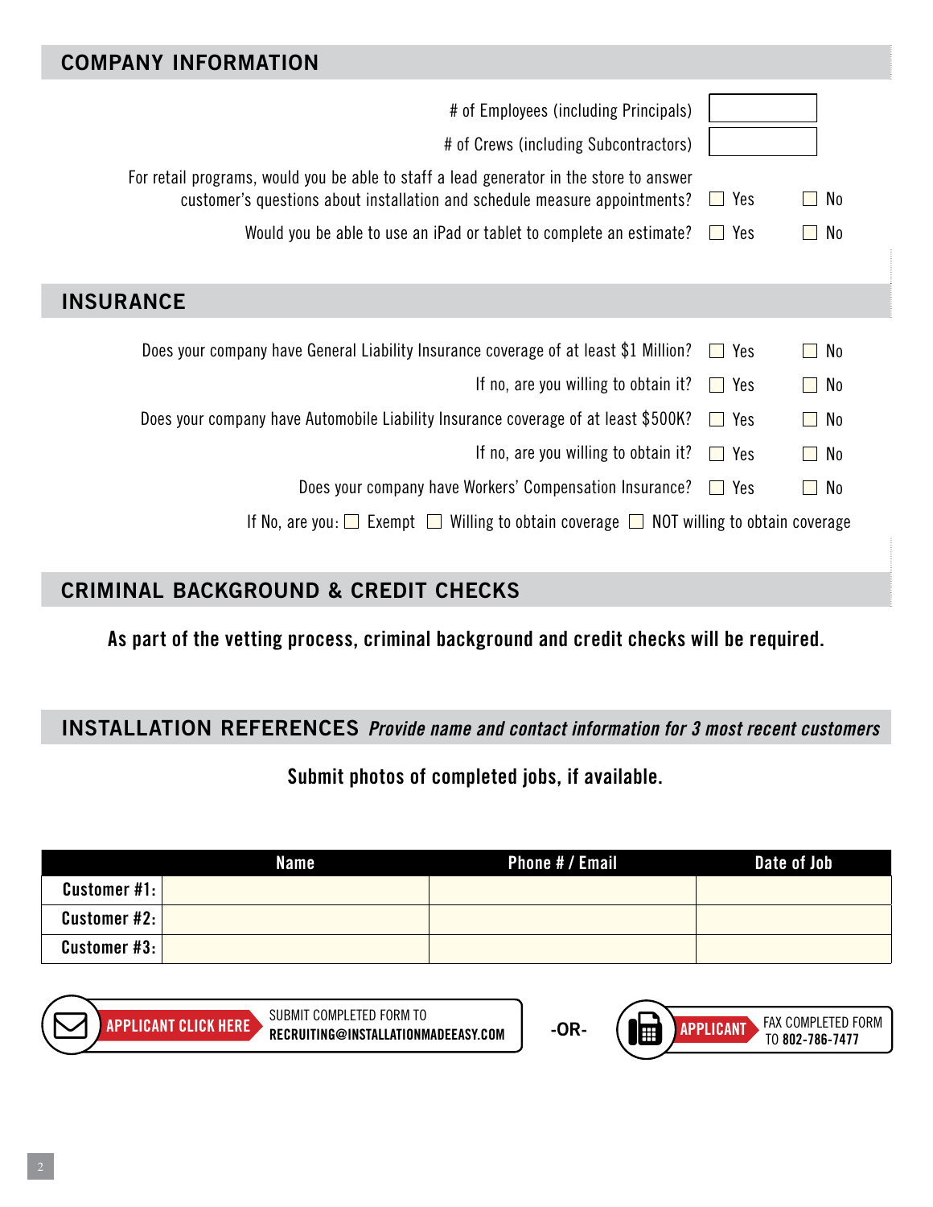## COMPANY INFORMATION

# of Employees (including Principals) ______

# of Crews (including Subcontractors) ______

For retail programs, would you be able to staff a lead generator in the store to answer customer's questions about installation and schedule measure appointments? ☐ Yes ☐ No

Would you be able to use an iPad or tablet to complete an estimate? ☐ Yes ☐ No

## INSURANCE

Does your company have General Liability Insurance coverage of at least $1 Million? ☐ Yes ☐ No

If no, are you willing to obtain it? ☐ Yes ☐ No

Does your company have Automobile Liability Insurance coverage of at least $500K? ☐ Yes ☐ No

If no, are you willing to obtain it? ☐ Yes ☐ No

Does your company have Workers' Compensation Insurance? ☐ Yes ☐ No

If No, are you: ☐ Exempt ☐ Willing to obtain coverage ☐ NOT willing to obtain coverage

## CRIMINAL BACKGROUND & CREDIT CHECKS

**As part of the vetting process, criminal background and credit checks will be required.**

## INSTALLATION REFERENCES *Provide name and contact information for 3 most recent customers*

**Submit photos of completed jobs, if available.**

| | Name | Phone # / Email | Date of Job |
|---|---|---|---|
| **Customer #1:** | | | |
| **Customer #2:** | | | |
| **Customer #3:** | | | |

**APPLICANT CLICK HERE** SUBMIT COMPLETED FORM TO **RECRUITING@INSTALLATIONMADEEASY.COM**

**-OR-**

**APPLICANT** FAX COMPLETED FORM TO **802-786-7477**